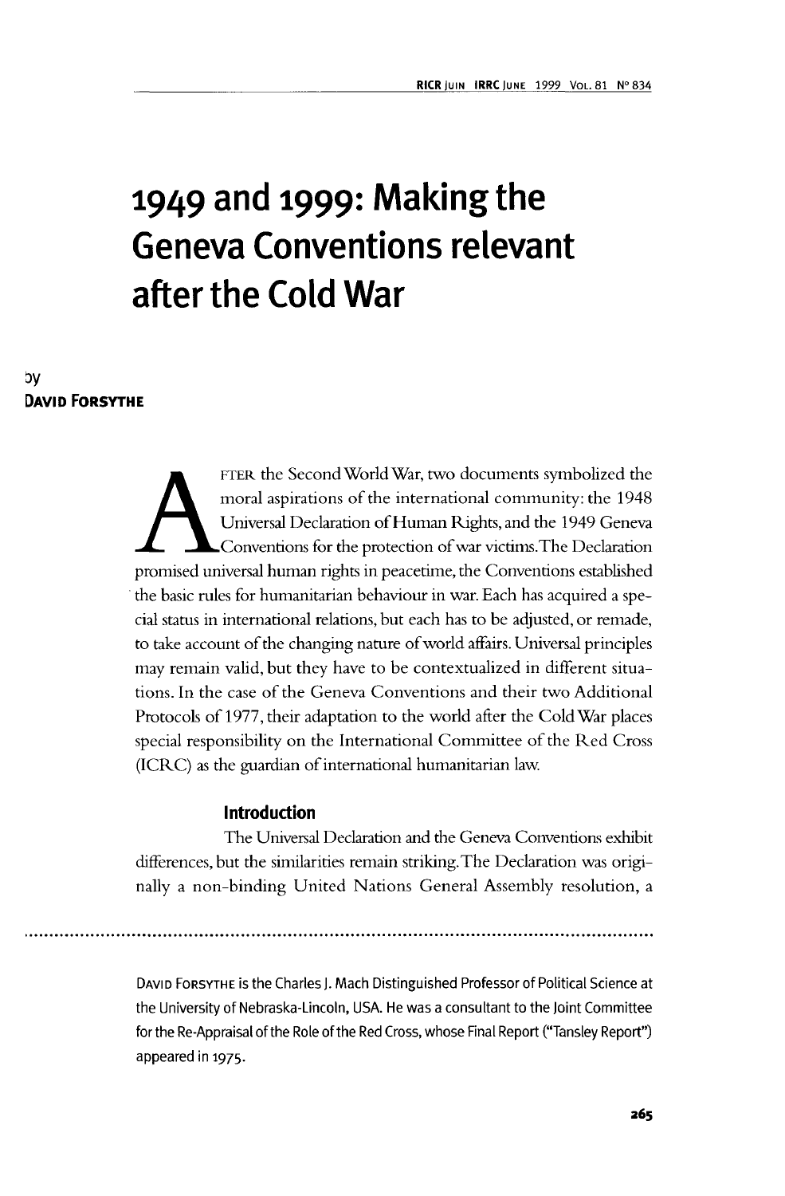# 1949 and 1999: Making the Geneva Conventions relevant after the Cold War

by
**David Forsythe**

AFTER the Second World War, two documents symbolized the moral aspirations of the international community: the 1948 Universal Declaration of Human Rights, and the 1949 Geneva Conventions for the protection of war victims. The Declaration promised universal human rights in peacetime, the Conventions established the basic rules for humanitarian behaviour in war. Each has acquired a special status in international relations, but each has to be adjusted, or remade, to take account of the changing nature of world affairs. Universal principles may remain valid, but they have to be contextualized in different situations. In the case of the Geneva Conventions and their two Additional Protocols of 1977, their adaptation to the world after the Cold War places special responsibility on the International Committee of the Red Cross (ICRC) as the guardian of international humanitarian law.

## Introduction

The Universal Declaration and the Geneva Conventions exhibit differences, but the similarities remain striking. The Declaration was originally a non-binding United Nations General Assembly resolution, a

---

David Forsythe is the Charles J. Mach Distinguished Professor of Political Science at the University of Nebraska-Lincoln, USA. He was a consultant to the Joint Committee for the Re-Appraisal of the Role of the Red Cross, whose Final Report ("Tansley Report") appeared in 1975.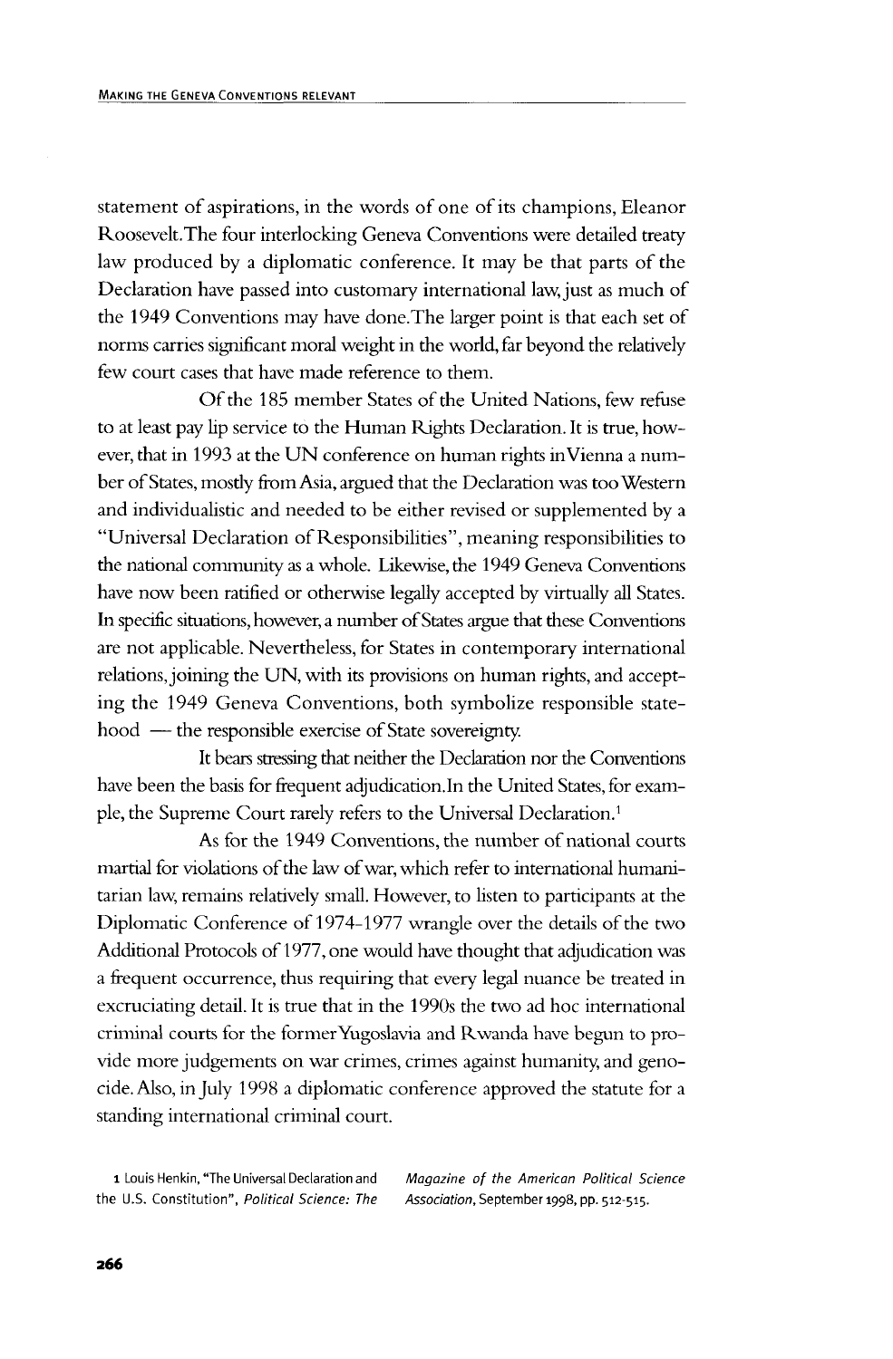statement of aspirations, in the words of one of its champions, Eleanor Roosevelt. The four interlocking Geneva Conventions were detailed treaty law produced by a diplomatic conference. It may be that parts of the Declaration have passed into customary international law, just as much of the 1949 Conventions may have done. The larger point is that each set of norms carries significant moral weight in the world, far beyond the relatively few court cases that have made reference to them.

Of the 185 member States of the United Nations, few refuse to at least pay lip service to the Human Rights Declaration. It is true, however, that in 1993 at the UN conference on human rights in Vienna a number of States, mostly from Asia, argued that the Declaration was too Western and individualistic and needed to be either revised or supplemented by a "Universal Declaration of Responsibilities", meaning responsibilities to the national community as a whole. Likewise, the 1949 Geneva Conventions have now been ratified or otherwise legally accepted by virtually all States. In specific situations, however, a number of States argue that these Conventions are not applicable. Nevertheless, for States in contemporary international relations, joining the UN, with its provisions on human rights, and accepting the 1949 Geneva Conventions, both symbolize responsible statehood — the responsible exercise of State sovereignty.

It bears stressing that neither the Declaration nor the Conventions have been the basis for frequent adjudication. In the United States, for example, the Supreme Court rarely refers to the Universal Declaration.[1]

As for the 1949 Conventions, the number of national courts martial for violations of the law of war, which refer to international humanitarian law, remains relatively small. However, to listen to participants at the Diplomatic Conference of 1974-1977 wrangle over the details of the two Additional Protocols of 1977, one would have thought that adjudication was a frequent occurrence, thus requiring that every legal nuance be treated in excruciating detail. It is true that in the 1990s the two ad hoc international criminal courts for the former Yugoslavia and Rwanda have begun to provide more judgements on war crimes, crimes against humanity, and genocide. Also, in July 1998 a diplomatic conference approved the statute for a standing international criminal court.

1 Louis Henkin, "The Universal Declaration and the U.S. Constitution", *Political Science: The Magazine of the American Political Science Association*, September 1998, pp. 512-515.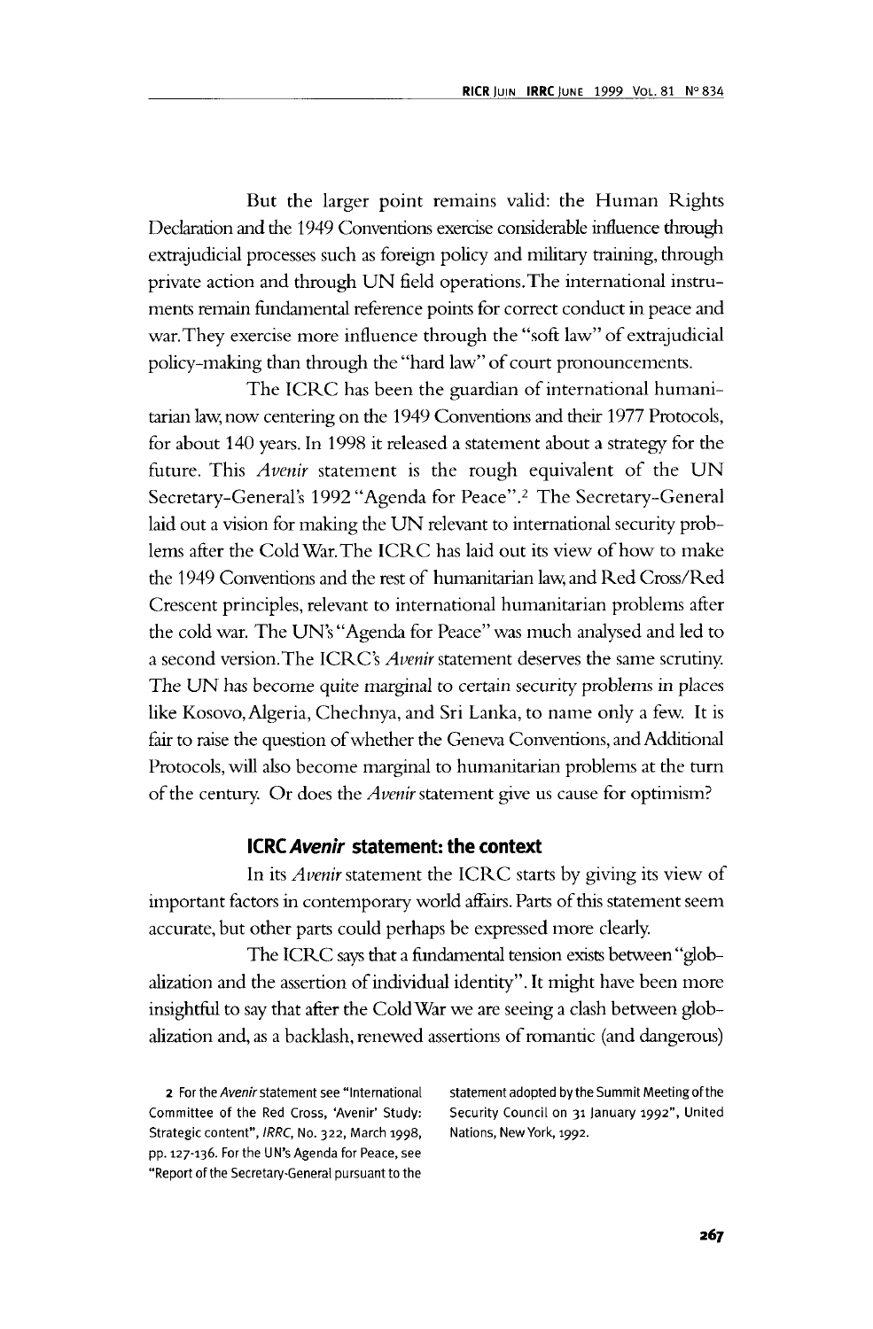But the larger point remains valid: the Human Rights Declaration and the 1949 Conventions exercise considerable influence through extrajudicial processes such as foreign policy and military training, through private action and through UN field operations. The international instruments remain fundamental reference points for correct conduct in peace and war. They exercise more influence through the "soft law" of extrajudicial policy-making than through the "hard law" of court pronouncements.

The ICRC has been the guardian of international humanitarian law, now centering on the 1949 Conventions and their 1977 Protocols, for about 140 years. In 1998 it released a statement about a strategy for the future. This *Avenir* statement is the rough equivalent of the UN Secretary-General's 1992 "Agenda for Peace".[2] The Secretary-General laid out a vision for making the UN relevant to international security problems after the Cold War. The ICRC has laid out its view of how to make the 1949 Conventions and the rest of humanitarian law, and Red Cross/Red Crescent principles, relevant to international humanitarian problems after the cold war. The UN's "Agenda for Peace" was much analysed and led to a second version. The ICRC's *Avenir* statement deserves the same scrutiny. The UN has become quite marginal to certain security problems in places like Kosovo, Algeria, Chechnya, and Sri Lanka, to name only a few. It is fair to raise the question of whether the Geneva Conventions, and Additional Protocols, will also become marginal to humanitarian problems at the turn of the century. Or does the *Avenir* statement give us cause for optimism?

## ICRC *Avenir* statement: the context

In its *Avenir* statement the ICRC starts by giving its view of important factors in contemporary world affairs. Parts of this statement seem accurate, but other parts could perhaps be expressed more clearly.

The ICRC says that a fundamental tension exists between "globalization and the assertion of individual identity". It might have been more insightful to say that after the Cold War we are seeing a clash between globalization and, as a backlash, renewed assertions of romantic (and dangerous)

2 For the *Avenir* statement see "International Committee of the Red Cross, 'Avenir' Study: Strategic content", *IRRC*, No. 322, March 1998, pp. 127-136. For the UN's Agenda for Peace, see "Report of the Secretary-General pursuant to the statement adopted by the Summit Meeting of the Security Council on 31 January 1992", United Nations, New York, 1992.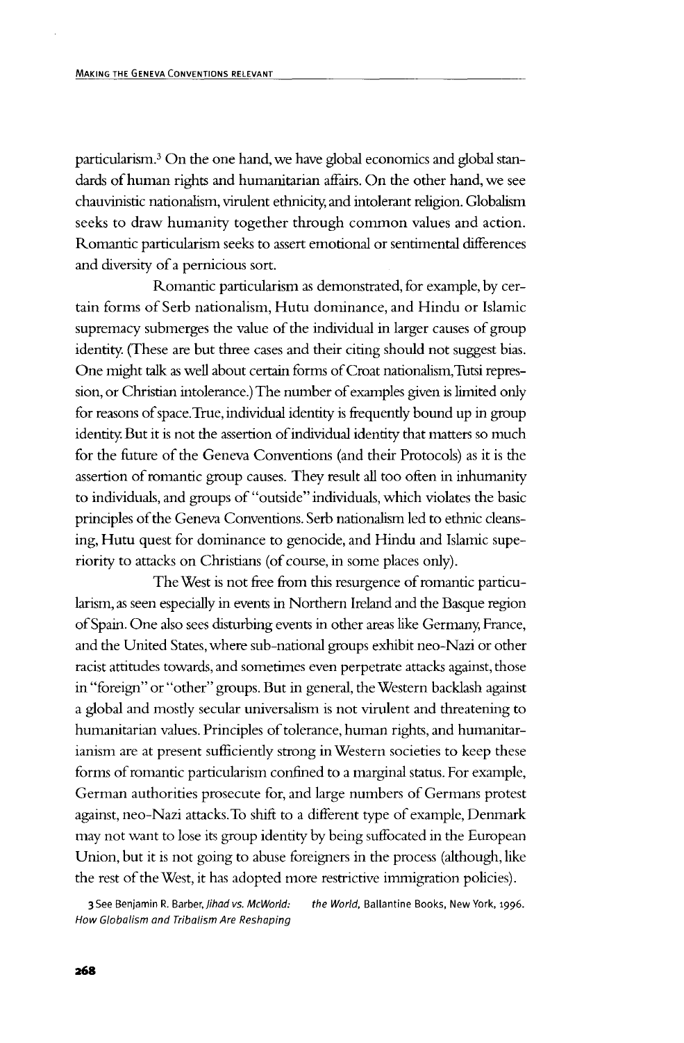particularism.[3] On the one hand, we have global economics and global standards of human rights and humanitarian affairs. On the other hand, we see chauvinistic nationalism, virulent ethnicity, and intolerant religion. Globalism seeks to draw humanity together through common values and action. Romantic particularism seeks to assert emotional or sentimental differences and diversity of a pernicious sort.

Romantic particularism as demonstrated, for example, by certain forms of Serb nationalism, Hutu dominance, and Hindu or Islamic supremacy submerges the value of the individual in larger causes of group identity. (These are but three cases and their citing should not suggest bias. One might talk as well about certain forms of Croat nationalism, Tutsi repression, or Christian intolerance.) The number of examples given is limited only for reasons of space. True, individual identity is frequently bound up in group identity. But it is not the assertion of individual identity that matters so much for the future of the Geneva Conventions (and their Protocols) as it is the assertion of romantic group causes. They result all too often in inhumanity to individuals, and groups of "outside" individuals, which violates the basic principles of the Geneva Conventions. Serb nationalism led to ethnic cleansing, Hutu quest for dominance to genocide, and Hindu and Islamic superiority to attacks on Christians (of course, in some places only).

The West is not free from this resurgence of romantic particularism, as seen especially in events in Northern Ireland and the Basque region of Spain. One also sees disturbing events in other areas like Germany, France, and the United States, where sub-national groups exhibit neo-Nazi or other racist attitudes towards, and sometimes even perpetrate attacks against, those in "foreign" or "other" groups. But in general, the Western backlash against a global and mostly secular universalism is not virulent and threatening to humanitarian values. Principles of tolerance, human rights, and humanitarianism are at present sufficiently strong in Western societies to keep these forms of romantic particularism confined to a marginal status. For example, German authorities prosecute for, and large numbers of Germans protest against, neo-Nazi attacks. To shift to a different type of example, Denmark may not want to lose its group identity by being suffocated in the European Union, but it is not going to abuse foreigners in the process (although, like the rest of the West, it has adopted more restrictive immigration policies).

3 See Benjamin R. Barber, *Jihad vs. McWorld: How Globalism and Tribalism Are Reshaping the World*, Ballantine Books, New York, 1996.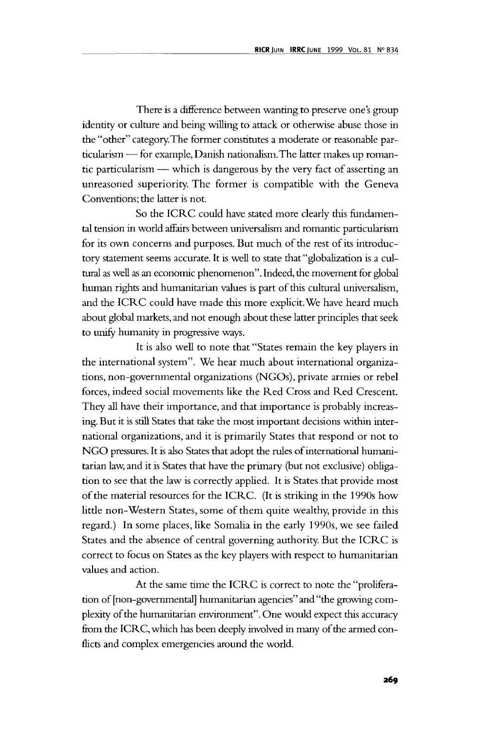There is a difference between wanting to preserve one's group identity or culture and being willing to attack or otherwise abuse those in the "other" category. The former constitutes a moderate or reasonable particularism — for example, Danish nationalism. The latter makes up romantic particularism — which is dangerous by the very fact of asserting an unreasoned superiority. The former is compatible with the Geneva Conventions; the latter is not.

So the ICRC could have stated more clearly this fundamental tension in world affairs between universalism and romantic particularism for its own concerns and purposes. But much of the rest of its introductory statement seems accurate. It is well to state that "globalization is a cultural as well as an economic phenomenon". Indeed, the movement for global human rights and humanitarian values is part of this cultural universalism, and the ICRC could have made this more explicit. We have heard much about global markets, and not enough about these latter principles that seek to unify humanity in progressive ways.

It is also well to note that "States remain the key players in the international system". We hear much about international organizations, non-governmental organizations (NGOs), private armies or rebel forces, indeed social movements like the Red Cross and Red Crescent. They all have their importance, and that importance is probably increasing. But it is still States that take the most important decisions within international organizations, and it is primarily States that respond or not to NGO pressures. It is also States that adopt the rules of international humanitarian law, and it is States that have the primary (but not exclusive) obligation to see that the law is correctly applied. It is States that provide most of the material resources for the ICRC. (It is striking in the 1990s how little non-Western States, some of them quite wealthy, provide in this regard.) In some places, like Somalia in the early 1990s, we see failed States and the absence of central governing authority. But the ICRC is correct to focus on States as the key players with respect to humanitarian values and action.

At the same time the ICRC is correct to note the "proliferation of [non-governmental] humanitarian agencies" and "the growing complexity of the humanitarian environment". One would expect this accuracy from the ICRC, which has been deeply involved in many of the armed conflicts and complex emergencies around the world.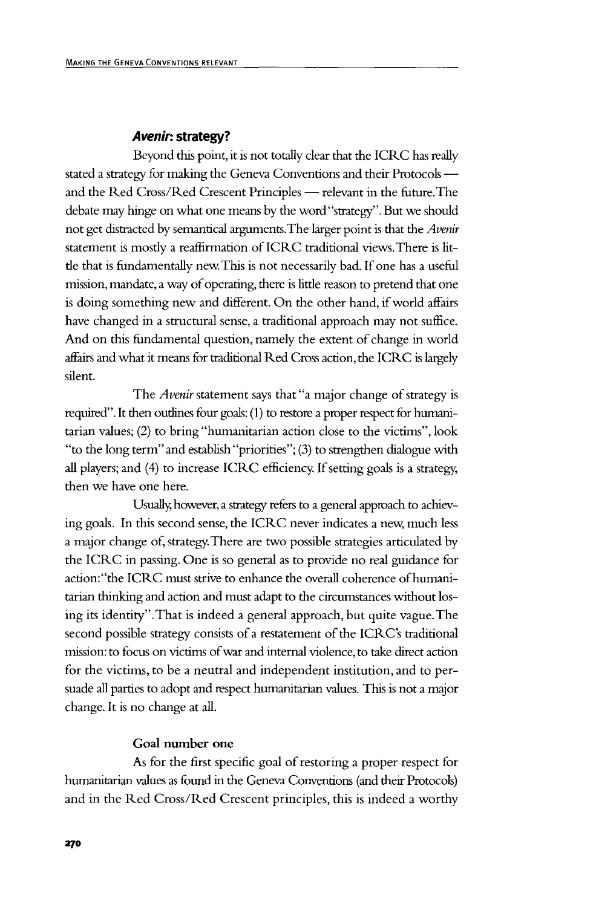### *Avenir*: strategy?

Beyond this point, it is not totally clear that the ICRC has really stated a strategy for making the Geneva Conventions and their Protocols — and the Red Cross/Red Crescent Principles — relevant in the future. The debate may hinge on what one means by the word "strategy". But we should not get distracted by semantical arguments. The larger point is that the *Avenir* statement is mostly a reaffirmation of ICRC traditional views. There is little that is fundamentally new. This is not necessarily bad. If one has a useful mission, mandate, a way of operating, there is little reason to pretend that one is doing something new and different. On the other hand, if world affairs have changed in a structural sense, a traditional approach may not suffice. And on this fundamental question, namely the extent of change in world affairs and what it means for traditional Red Cross action, the ICRC is largely silent.

The *Avenir* statement says that "a major change of strategy is required". It then outlines four goals: (1) to restore a proper respect for humanitarian values; (2) to bring "humanitarian action close to the victims", look "to the long term" and establish "priorities"; (3) to strengthen dialogue with all players; and (4) to increase ICRC efficiency. If setting goals is a strategy, then we have one here.

Usually, however, a strategy refers to a general approach to achieving goals. In this second sense, the ICRC never indicates a new, much less a major change of, strategy. There are two possible strategies articulated by the ICRC in passing. One is so general as to provide no real guidance for action: "the ICRC must strive to enhance the overall coherence of humanitarian thinking and action and must adapt to the circumstances without losing its identity". That is indeed a general approach, but quite vague. The second possible strategy consists of a restatement of the ICRC's traditional mission: to focus on victims of war and internal violence, to take direct action for the victims, to be a neutral and independent institution, and to persuade all parties to adopt and respect humanitarian values. This is not a major change. It is no change at all.

#### Goal number one

As for the first specific goal of restoring a proper respect for humanitarian values as found in the Geneva Conventions (and their Protocols) and in the Red Cross/Red Crescent principles, this is indeed a worthy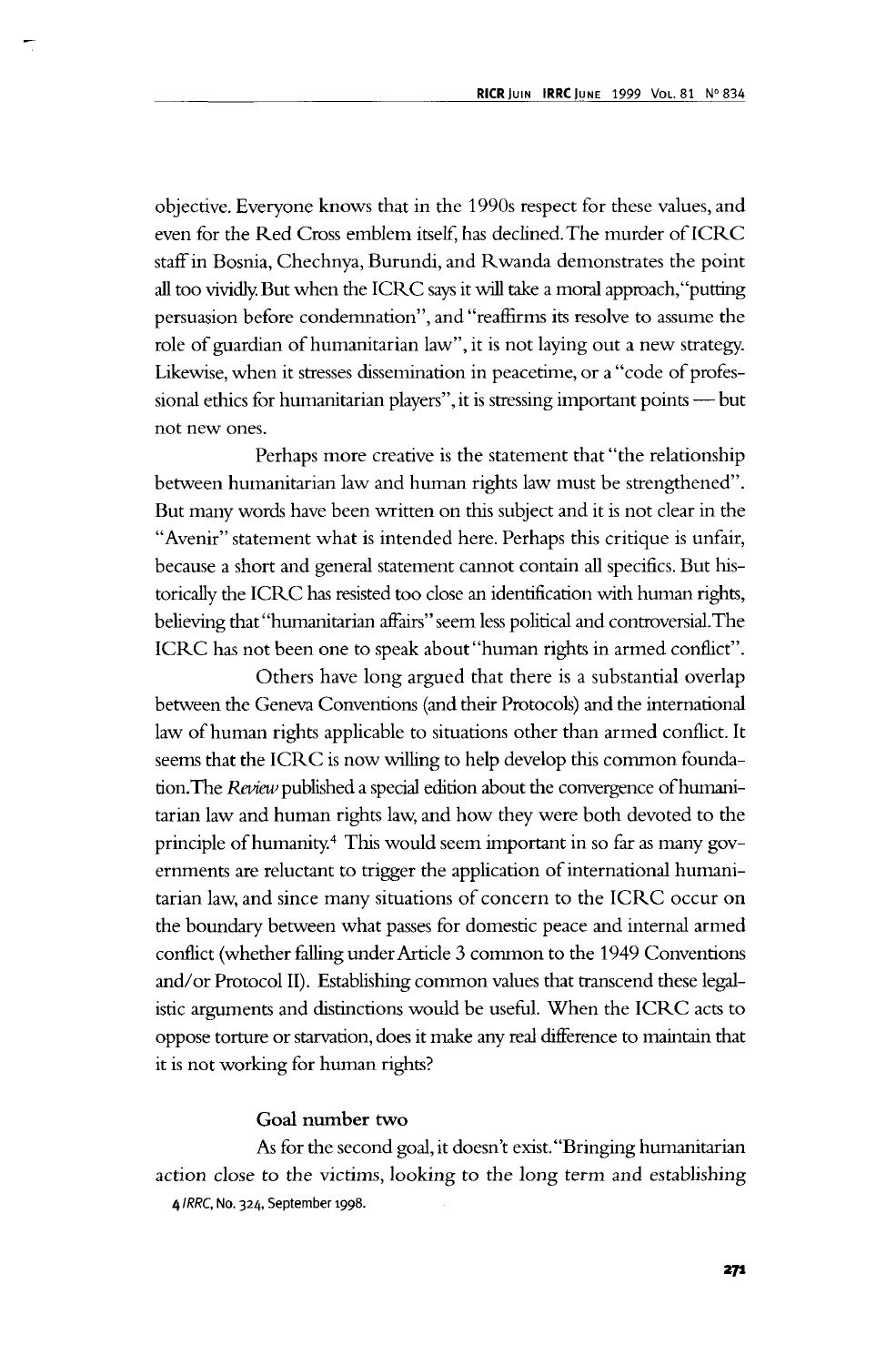objective. Everyone knows that in the 1990s respect for these values, and even for the Red Cross emblem itself, has declined. The murder of ICRC staff in Bosnia, Chechnya, Burundi, and Rwanda demonstrates the point all too vividly. But when the ICRC says it will take a moral approach, "putting persuasion before condemnation", and "reaffirms its resolve to assume the role of guardian of humanitarian law", it is not laying out a new strategy. Likewise, when it stresses dissemination in peacetime, or a "code of professional ethics for humanitarian players", it is stressing important points — but not new ones.

Perhaps more creative is the statement that "the relationship between humanitarian law and human rights law must be strengthened". But many words have been written on this subject and it is not clear in the "Avenir" statement what is intended here. Perhaps this critique is unfair, because a short and general statement cannot contain all specifics. But historically the ICRC has resisted too close an identification with human rights, believing that "humanitarian affairs" seem less political and controversial. The ICRC has not been one to speak about "human rights in armed conflict".

Others have long argued that there is a substantial overlap between the Geneva Conventions (and their Protocols) and the international law of human rights applicable to situations other than armed conflict. It seems that the ICRC is now willing to help develop this common foundation. The *Review* published a special edition about the convergence of humanitarian law and human rights law, and how they were both devoted to the principle of humanity.[4] This would seem important in so far as many governments are reluctant to trigger the application of international humanitarian law, and since many situations of concern to the ICRC occur on the boundary between what passes for domestic peace and internal armed conflict (whether falling under Article 3 common to the 1949 Conventions and/or Protocol II). Establishing common values that transcend these legalistic arguments and distinctions would be useful. When the ICRC acts to oppose torture or starvation, does it make any real difference to maintain that it is not working for human rights?

#### Goal number two

As for the second goal, it doesn't exist. "Bringing humanitarian action close to the victims, looking to the long term and establishing

4 *IRRC*, No. 324, September 1998.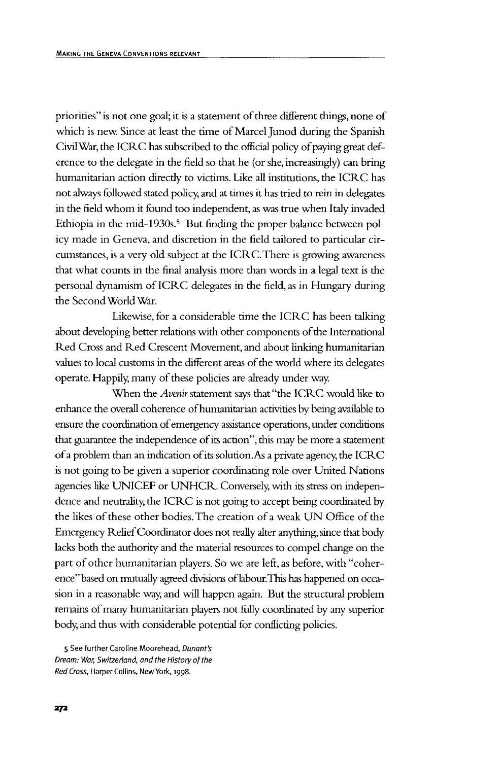priorities" is not one goal; it is a statement of three different things, none of which is new. Since at least the time of Marcel Junod during the Spanish Civil War, the ICRC has subscribed to the official policy of paying great deference to the delegate in the field so that he (or she, increasingly) can bring humanitarian action directly to victims. Like all institutions, the ICRC has not always followed stated policy, and at times it has tried to rein in delegates in the field whom it found too independent, as was true when Italy invaded Ethiopia in the mid-1930s.[5] But finding the proper balance between policy made in Geneva, and discretion in the field tailored to particular circumstances, is a very old subject at the ICRC. There is growing awareness that what counts in the final analysis more than words in a legal text is the personal dynamism of ICRC delegates in the field, as in Hungary during the Second World War.

Likewise, for a considerable time the ICRC has been talking about developing better relations with other components of the International Red Cross and Red Crescent Movement, and about linking humanitarian values to local customs in the different areas of the world where its delegates operate. Happily, many of these policies are already under way.

When the *Avenir* statement says that "the ICRC would like to enhance the overall coherence of humanitarian activities by being available to ensure the coordination of emergency assistance operations, under conditions that guarantee the independence of its action", this may be more a statement of a problem than an indication of its solution. As a private agency, the ICRC is not going to be given a superior coordinating role over United Nations agencies like UNICEF or UNHCR. Conversely, with its stress on independence and neutrality, the ICRC is not going to accept being coordinated by the likes of these other bodies. The creation of a weak UN Office of the Emergency Relief Coordinator does not really alter anything, since that body lacks both the authority and the material resources to compel change on the part of other humanitarian players. So we are left, as before, with "coherence" based on mutually agreed divisions of labour. This has happened on occasion in a reasonable way, and will happen again. But the structural problem remains of many humanitarian players not fully coordinated by any superior body, and thus with considerable potential for conflicting policies.

5 See further Caroline Moorehead, *Dunant's Dream: War, Switzerland, and the History of the Red Cross*, Harper Collins, New York, 1998.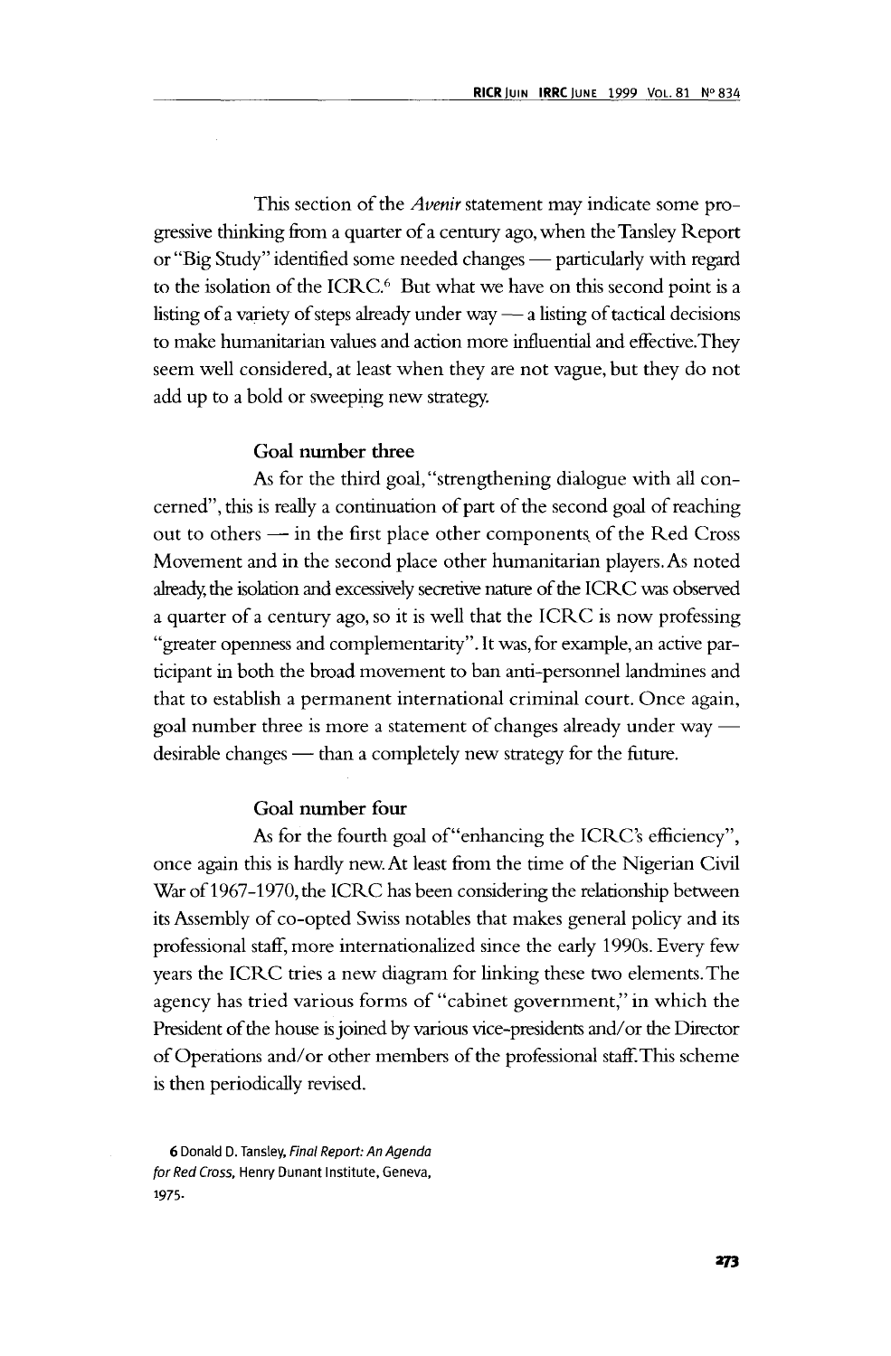This section of the *Avenir* statement may indicate some progressive thinking from a quarter of a century ago, when the Tansley Report or "Big Study" identified some needed changes — particularly with regard to the isolation of the ICRC.[6] But what we have on this second point is a listing of a variety of steps already under way — a listing of tactical decisions to make humanitarian values and action more influential and effective. They seem well considered, at least when they are not vague, but they do not add up to a bold or sweeping new strategy.

### Goal number three

As for the third goal, "strengthening dialogue with all concerned", this is really a continuation of part of the second goal of reaching out to others — in the first place other components of the Red Cross Movement and in the second place other humanitarian players. As noted already, the isolation and excessively secretive nature of the ICRC was observed a quarter of a century ago, so it is well that the ICRC is now professing "greater openness and complementarity". It was, for example, an active participant in both the broad movement to ban anti-personnel landmines and that to establish a permanent international criminal court. Once again, goal number three is more a statement of changes already under way — desirable changes — than a completely new strategy for the future.

### Goal number four

As for the fourth goal of "enhancing the ICRC's efficiency", once again this is hardly new. At least from the time of the Nigerian Civil War of 1967-1970, the ICRC has been considering the relationship between its Assembly of co-opted Swiss notables that makes general policy and its professional staff, more internationalized since the early 1990s. Every few years the ICRC tries a new diagram for linking these two elements. The agency has tried various forms of "cabinet government," in which the President of the house is joined by various vice-presidents and/or the Director of Operations and/or other members of the professional staff. This scheme is then periodically revised.

6 Donald D. Tansley, *Final Report: An Agenda for Red Cross*, Henry Dunant Institute, Geneva, 1975.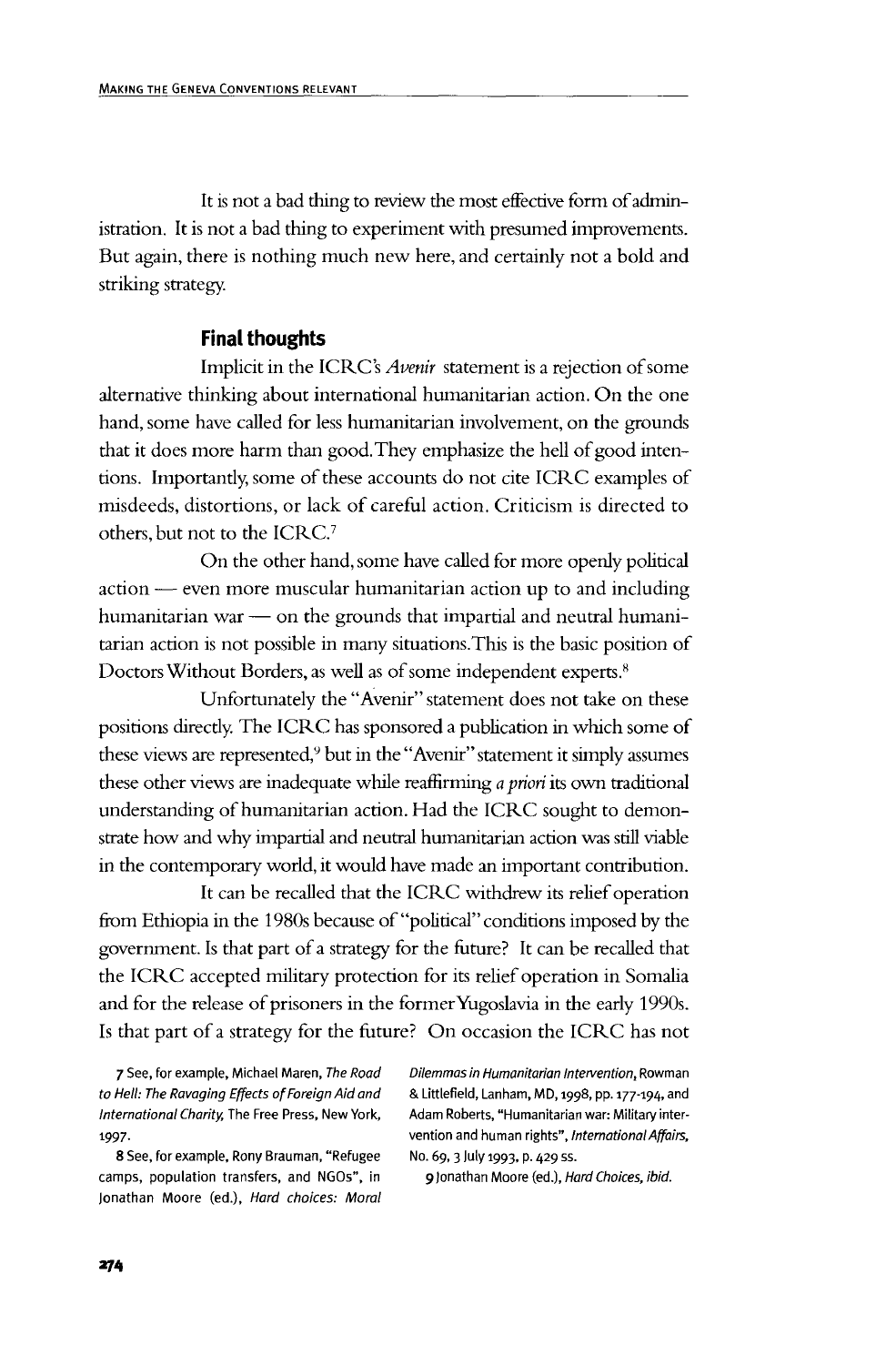It is not a bad thing to review the most effective form of administration. It is not a bad thing to experiment with presumed improvements. But again, there is nothing much new here, and certainly not a bold and striking strategy.

### Final thoughts

Implicit in the ICRC's *Avenir* statement is a rejection of some alternative thinking about international humanitarian action. On the one hand, some have called for less humanitarian involvement, on the grounds that it does more harm than good. They emphasize the hell of good intentions. Importantly, some of these accounts do not cite ICRC examples of misdeeds, distortions, or lack of careful action. Criticism is directed to others, but not to the ICRC.[7]

On the other hand, some have called for more openly political action — even more muscular humanitarian action up to and including humanitarian war — on the grounds that impartial and neutral humanitarian action is not possible in many situations. This is the basic position of Doctors Without Borders, as well as of some independent experts.[8]

Unfortunately the "Avenir" statement does not take on these positions directly. The ICRC has sponsored a publication in which some of these views are represented,[9] but in the "Avenir" statement it simply assumes these other views are inadequate while reaffirming *a priori* its own traditional understanding of humanitarian action. Had the ICRC sought to demonstrate how and why impartial and neutral humanitarian action was still viable in the contemporary world, it would have made an important contribution.

It can be recalled that the ICRC withdrew its relief operation from Ethiopia in the 1980s because of "political" conditions imposed by the government. Is that part of a strategy for the future? It can be recalled that the ICRC accepted military protection for its relief operation in Somalia and for the release of prisoners in the former Yugoslavia in the early 1990s. Is that part of a strategy for the future? On occasion the ICRC has not

7 See, for example, Michael Maren, *The Road to Hell: The Ravaging Effects of Foreign Aid and International Charity*, The Free Press, New York, 1997.

8 See, for example, Rony Brauman, "Refugee camps, population transfers, and NGOs", in Jonathan Moore (ed.), *Hard choices: Moral Dilemmas in Humanitarian Intervention*, Rowman & Littlefield, Lanham, MD, 1998, pp. 177-194, and Adam Roberts, "Humanitarian war: Military intervention and human rights", *International Affairs*, No. 69, 3 July 1993, p. 429 ss.

9 Jonathan Moore (ed.), *Hard Choices*, *ibid.*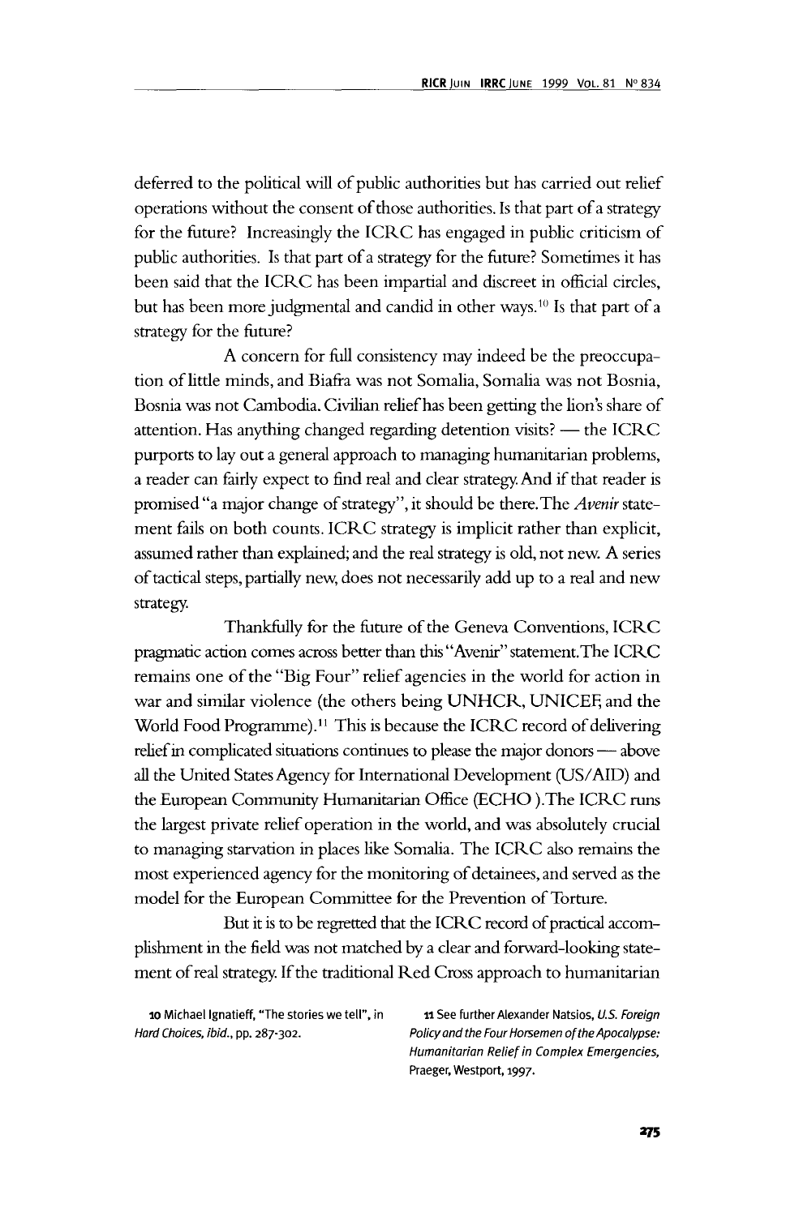deferred to the political will of public authorities but has carried out relief operations without the consent of those authorities. Is that part of a strategy for the future? Increasingly the ICRC has engaged in public criticism of public authorities. Is that part of a strategy for the future? Sometimes it has been said that the ICRC has been impartial and discreet in official circles, but has been more judgmental and candid in other ways.[10] Is that part of a strategy for the future?

A concern for full consistency may indeed be the preoccupation of little minds, and Biafra was not Somalia, Somalia was not Bosnia, Bosnia was not Cambodia. Civilian relief has been getting the lion's share of attention. Has anything changed regarding detention visits? — the ICRC purports to lay out a general approach to managing humanitarian problems, a reader can fairly expect to find real and clear strategy. And if that reader is promised "a major change of strategy", it should be there. The *Avenir* statement fails on both counts. ICRC strategy is implicit rather than explicit, assumed rather than explained; and the real strategy is old, not new. A series of tactical steps, partially new, does not necessarily add up to a real and new strategy.

Thankfully for the future of the Geneva Conventions, ICRC pragmatic action comes across better than this "Avenir" statement. The ICRC remains one of the "Big Four" relief agencies in the world for action in war and similar violence (the others being UNHCR, UNICEF, and the World Food Programme).[11] This is because the ICRC record of delivering relief in complicated situations continues to please the major donors — above all the United States Agency for International Development (US/AID) and the European Community Humanitarian Office (ECHO). The ICRC runs the largest private relief operation in the world, and was absolutely crucial to managing starvation in places like Somalia. The ICRC also remains the most experienced agency for the monitoring of detainees, and served as the model for the European Committee for the Prevention of Torture.

But it is to be regretted that the ICRC record of practical accomplishment in the field was not matched by a clear and forward-looking statement of real strategy. If the traditional Red Cross approach to humanitarian

10 Michael Ignatieff, "The stories we tell", in *Hard Choices*, *ibid.*, pp. 287-302.

11 See further Alexander Natsios, *U.S. Foreign Policy and the Four Horsemen of the Apocalypse: Humanitarian Relief in Complex Emergencies*, Praeger, Westport, 1997.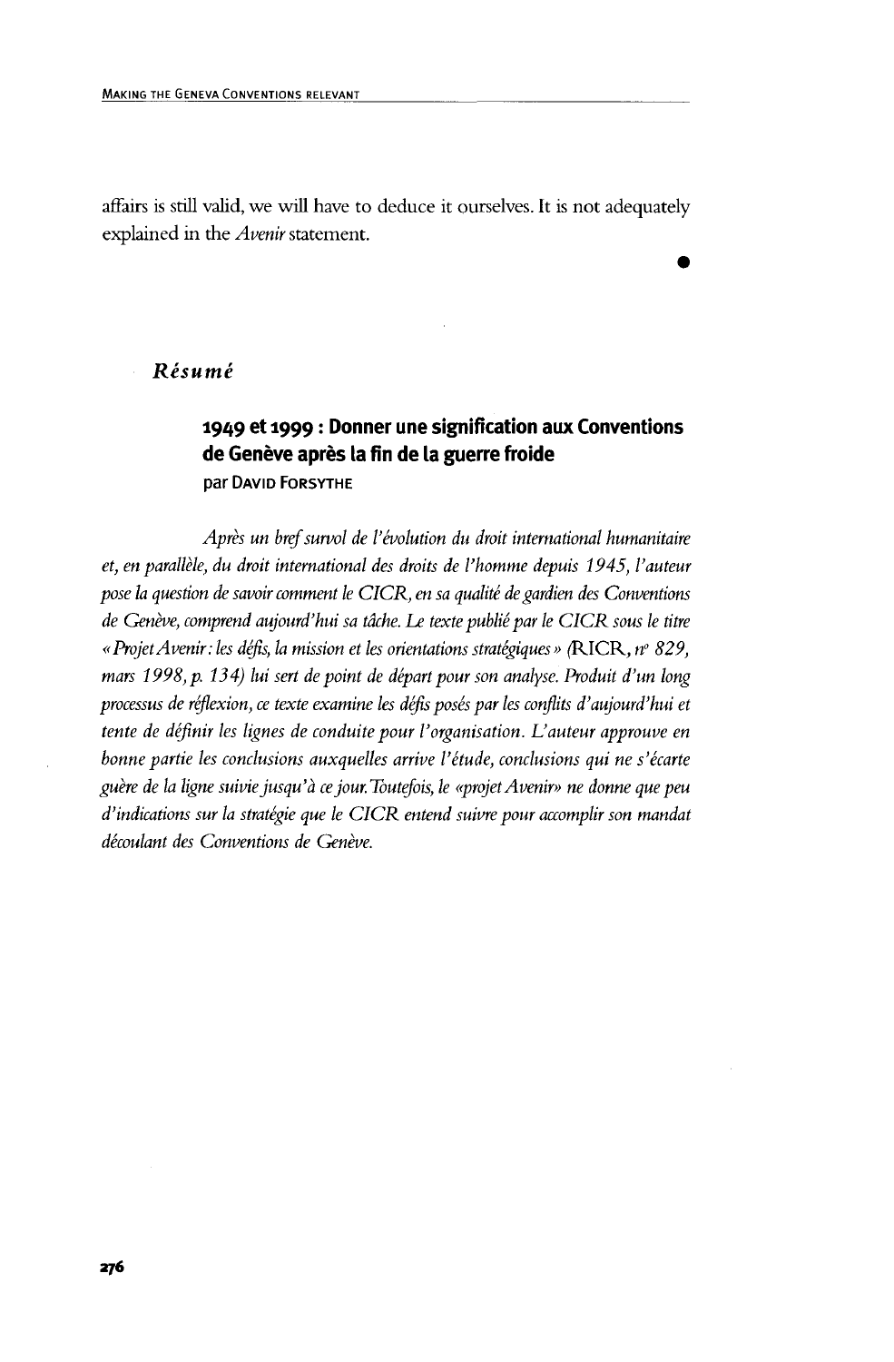affairs is still valid, we will have to deduce it ourselves. It is not adequately explained in the *Avenir* statement.

## *Résumé*

### 1949 et 1999 : Donner une signification aux Conventions de Genève après la fin de la guerre froide

par DAVID FORSYTHE

*Après un bref survol de l'évolution du droit international humanitaire et, en parallèle, du droit international des droits de l'homme depuis 1945, l'auteur pose la question de savoir comment le CICR, en sa qualité de gardien des Conventions de Genève, comprend aujourd'hui sa tâche. Le texte publié par le CICR sous le titre « Projet Avenir : les défis, la mission et les orientations stratégiques » (RICR, nº 829, mars 1998, p. 134) lui sert de point de départ pour son analyse. Produit d'un long processus de réflexion, ce texte examine les défis posés par les conflits d'aujourd'hui et tente de définir les lignes de conduite pour l'organisation. L'auteur approuve en bonne partie les conclusions auxquelles arrive l'étude, conclusions qui ne s'écarte guère de la ligne suivie jusqu'à ce jour. Toutefois, le «projet Avenir» ne donne que peu d'indications sur la stratégie que le CICR entend suivre pour accomplir son mandat découlant des Conventions de Genève.*